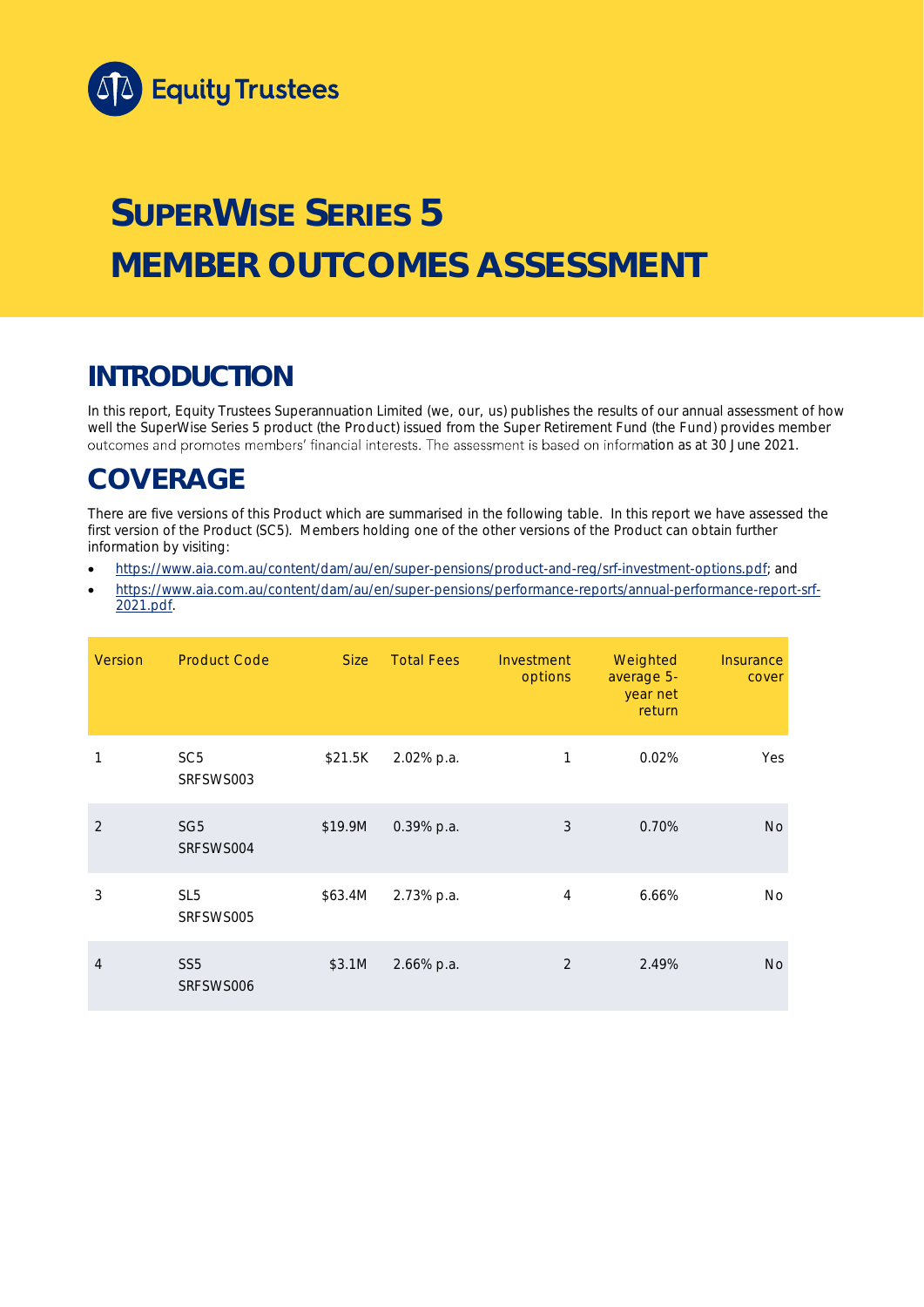Equity Trustees

# SUPERWISE SERIES 5 MEMBER OUTCOMES ASSESSMENT

## INTRODUCTION

In this report, Equity Trustees Superannuation Limited (we, our, us) publishes the results of our annual assessment of how well the SuperWise Series 5 product (the Product) issued from the Super Retirement Fund (the Fund) provides member outcomes and promotes members' financial interests. The assessment is based on information as at 30 June 2021.

## COVERAGE

There are five versions of this Product which are summarised in the following table. In this report we have assessed the first version of the Product (SC5). Members holding one of the other versions of the Product can obtain further information by visiting:

- https://www.aia.com.au/content/dam/au/en/super-pensions/product-and-reg/srf-investment-options.pdf; and
- https://www.aia.com.au/content/dam/au/en/super-pensions/performance-reports/annual-performance-report-srf-2021.pdf.

| Version | Product Code | Size | Total Fees | Investment options | Weighted average 5-year net return | Insurance cover |
|---|---|---|---|---|---|---|
| 1 | SC5 SRFSWS003 | $21.5K | 2.02% p.a. | 1 | 0.02% | Yes |
| 2 | SG5 SRFSWS004 | $19.9M | 0.39% p.a. | 3 | 0.70% | No |
| 3 | SL5 SRFSWS005 | $63.4M | 2.73% p.a. | 4 | 6.66% | No |
| 4 | SS5 SRFSWS006 | $3.1M | 2.66% p.a. | 2 | 2.49% | No |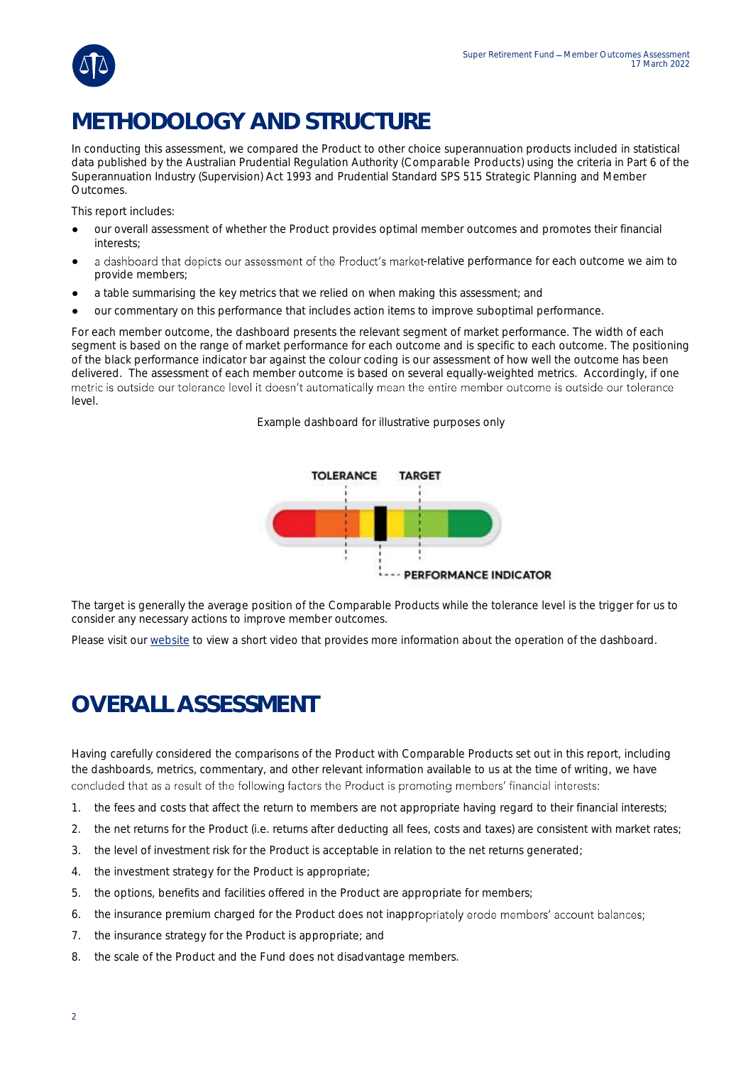# METHODOLOGY AND STRUCTURE

In conducting this assessment, we compared the Product to other choice superannuation products included in statistical data published by the Australian Prudential Regulation Authority (Comparable Products) using the criteria in Part 6 of the Superannuation Industry (Supervision) Act 1993 and Prudential Standard SPS 515 Strategic Planning and Member Outcomes.

This report includes:

- our overall assessment of whether the Product provides optimal member outcomes and promotes their financial interests;
- a dashboard that depicts our assessment of the Product's market-relative performance for each outcome we aim to provide members;
- a table summarising the key metrics that we relied on when making this assessment; and
- our commentary on this performance that includes action items to improve suboptimal performance.

For each member outcome, the dashboard presents the relevant segment of market performance. The width of each segment is based on the range of market performance for each outcome and is specific to each outcome. The positioning of the black performance indicator bar against the colour coding is our assessment of how well the outcome has been delivered. The assessment of each member outcome is based on several equally-weighted metrics. Accordingly, if one metric is outside our tolerance level it doesn't automatically mean the entire member outcome is outside our tolerance level.

Example dashboard for illustrative purposes only

TOLERANCE TARGET

PERFORMANCE INDICATOR

The target is generally the average position of the Comparable Products while the tolerance level is the trigger for us to consider any necessary actions to improve member outcomes.

Please visit our website to view a short video that provides more information about the operation of the dashboard.

# OVERALL ASSESSMENT

Having carefully considered the comparisons of the Product with Comparable Products set out in this report, including the dashboards, metrics, commentary, and other relevant information available to us at the time of writing, we have concluded that as a result of the following factors the Product is promoting members' financial interests:

1. the fees and costs that affect the return to members are not appropriate having regard to their financial interests;
2. the net returns for the Product (i.e. returns after deducting all fees, costs and taxes) are consistent with market rates;
3. the level of investment risk for the Product is acceptable in relation to the net returns generated;
4. the investment strategy for the Product is appropriate;
5. the options, benefits and facilities offered in the Product are appropriate for members;
6. the insurance premium charged for the Product does not inappropriately erode members' account balances;
7. the insurance strategy for the Product is appropriate; and
8. the scale of the Product and the Fund does not disadvantage members.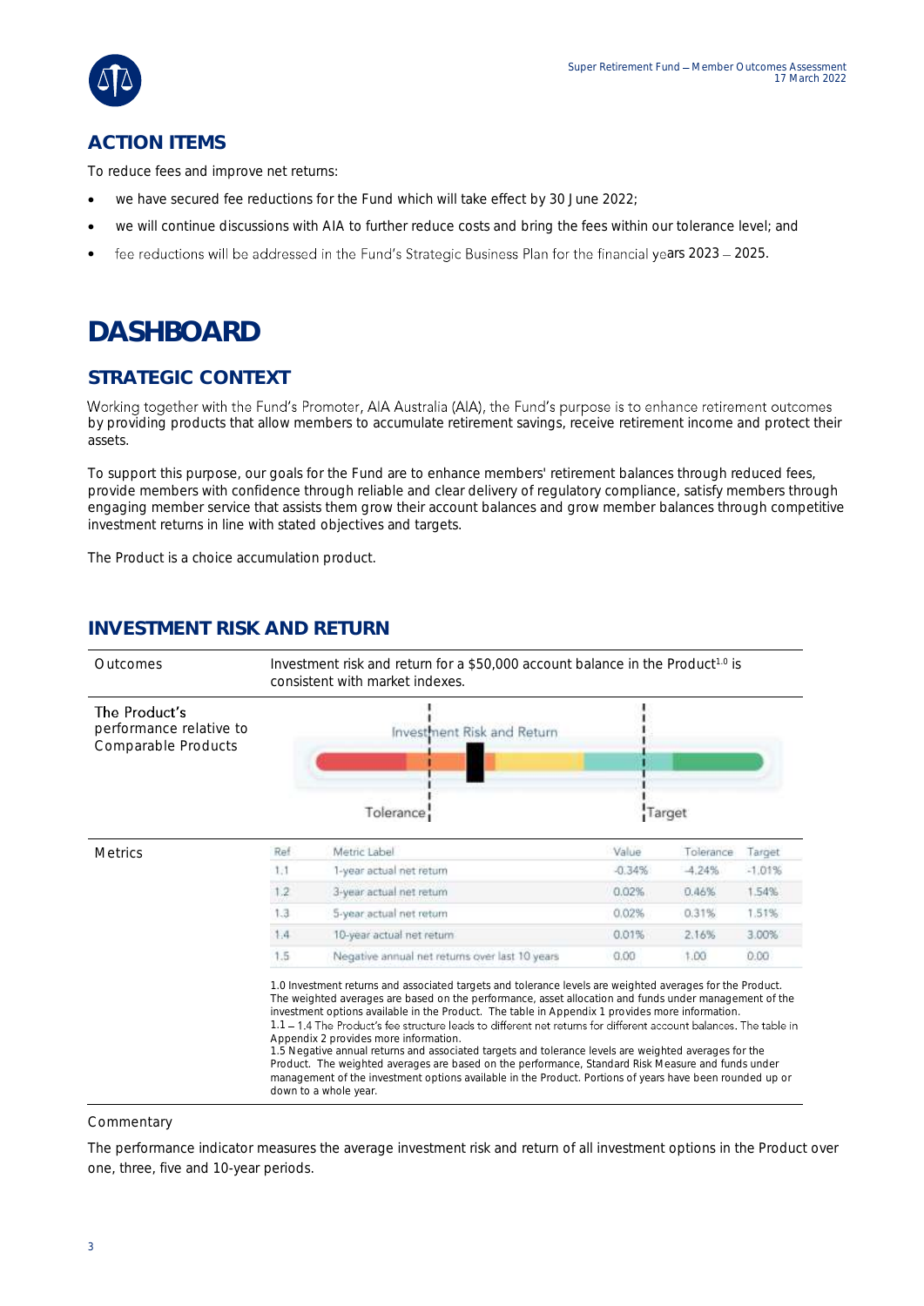## ACTION ITEMS

To reduce fees and improve net returns:

- we have secured fee reductions for the Fund which will take effect by 30 June 2022;
- we will continue discussions with AIA to further reduce costs and bring the fees within our tolerance level; and
- fee reductions will be addressed in the Fund's Strategic Business Plan for the financial years 2023 – 2025.

# DASHBOARD

## STRATEGIC CONTEXT

Working together with the Fund's Promoter, AIA Australia (AIA), the Fund's purpose is to enhance retirement outcomes by providing products that allow members to accumulate retirement savings, receive retirement income and protect their assets.

To support this purpose, our goals for the Fund are to enhance members' retirement balances through reduced fees, provide members with confidence through reliable and clear delivery of regulatory compliance, satisfy members through engaging member service that assists them grow their account balances and grow member balances through competitive investment returns in line with stated objectives and targets.

The Product is a choice accumulation product.

## INVESTMENT RISK AND RETURN

**Outcomes**

Investment risk and return for a $50,000 account balance in the Product[1.0] is consistent with market indexes.

**The Product's performance relative to Comparable Products**

Investment Risk and Return — Tolerance — Target

**Metrics**

| Ref | Metric Label | Value | Tolerance | Target |
|---|---|---|---|---|
| 1.1 | 1-year actual net return | -0.34% | -4.24% | -1.01% |
| 1.2 | 3-year actual net return | 0.02% | 0.46% | 1.54% |
| 1.3 | 5-year actual net return | 0.02% | 0.31% | 1.51% |
| 1.4 | 10-year actual net return | 0.01% | 2.16% | 3.00% |
| 1.5 | Negative annual net returns over last 10 years | 0.00 | 1.00 | 0.00 |

1.0 Investment returns and associated targets and tolerance levels are weighted averages for the Product. The weighted averages are based on the performance, asset allocation and funds under management of the investment options available in the Product. The table in Appendix 1 provides more information.
1.1 – 1.4 The Product's fee structure leads to different net returns for different account balances. The table in Appendix 2 provides more information.
1.5 Negative annual returns and associated targets and tolerance levels are weighted averages for the Product. The weighted averages are based on the performance, Standard Risk Measure and funds under management of the investment options available in the Product. Portions of years have been rounded up or down to a whole year.

Commentary

The performance indicator measures the average investment risk and return of all investment options in the Product over one, three, five and 10-year periods.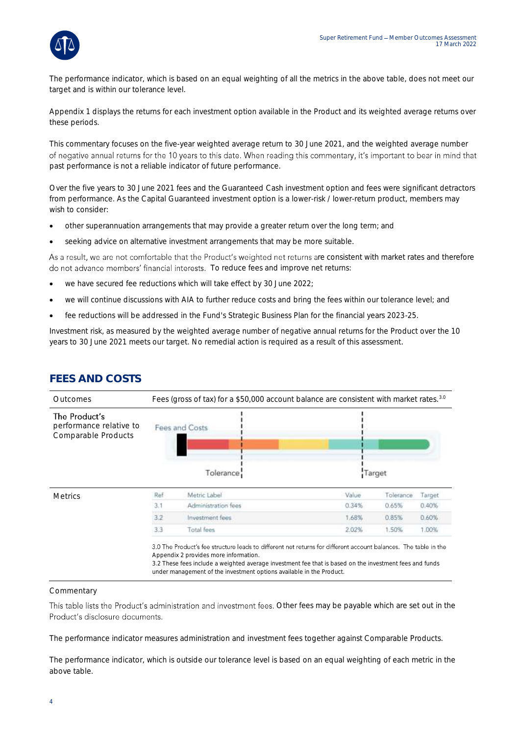The performance indicator, which is based on an equal weighting of all the metrics in the above table, does not meet our target and is within our tolerance level.

Appendix 1 displays the returns for each investment option available in the Product and its weighted average returns over these periods.

This commentary focuses on the five-year weighted average return to 30 June 2021, and the weighted average number of negative annual returns for the 10 years to this date. When reading this commentary, it's important to bear in mind that past performance is not a reliable indicator of future performance.

Over the five years to 30 June 2021 fees and the Guaranteed Cash investment option and fees were significant detractors from performance. As the Capital Guaranteed investment option is a lower-risk / lower-return product, members may wish to consider:

- other superannuation arrangements that may provide a greater return over the long term; and
- seeking advice on alternative investment arrangements that may be more suitable.

As a result, we are not comfortable that the Product's weighted net returns are consistent with market rates and therefore do not advance members' financial interests. To reduce fees and improve net returns:

- we have secured fee reductions which will take effect by 30 June 2022;
- we will continue discussions with AIA to further reduce costs and bring the fees within our tolerance level; and
- fee reductions will be addressed in the Fund's Strategic Business Plan for the financial years 2023-25.

Investment risk, as measured by the weighted average number of negative annual returns for the Product over the 10 years to 30 June 2021 meets our target. No remedial action is required as a result of this assessment.

## FEES AND COSTS

**Outcomes**

Fees (gross of tax) for a $50,000 account balance are consistent with market rates.[3.0]

**The Product's performance relative to Comparable Products**

Fees and Costs — Tolerance — Target

**Metrics**

| Ref | Metric Label | Value | Tolerance | Target |
|---|---|---|---|---|
| 3.1 | Administration fees | 0.34% | 0.65% | 0.40% |
| 3.2 | Investment fees | 1.68% | 0.85% | 0.60% |
| 3.3 | Total fees | 2.02% | 1.50% | 1.00% |

3.0 The Product's fee structure leads to different net returns for different account balances. The table in the Appendix 2 provides more information.
3.2 These fees include a weighted average investment fee that is based on the investment fees and funds under management of the investment options available in the Product.

### Commentary

This table lists the Product's administration and investment fees. Other fees may be payable which are set out in the Product's disclosure documents.

The performance indicator measures administration and investment fees together against Comparable Products.

The performance indicator, which is outside our tolerance level is based on an equal weighting of each metric in the above table.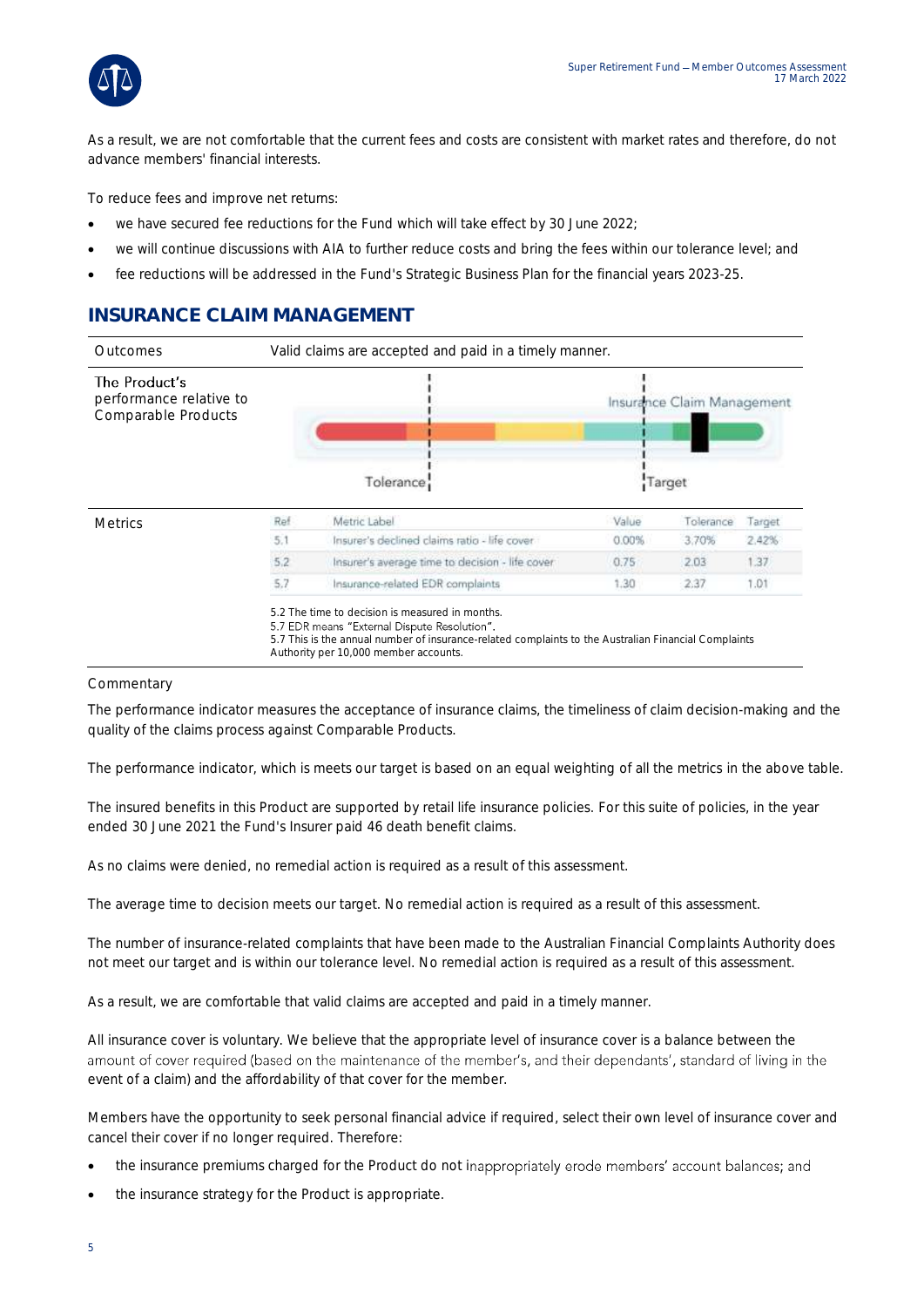As a result, we are not comfortable that the current fees and costs are consistent with market rates and therefore, do not advance members' financial interests.

To reduce fees and improve net returns:

- we have secured fee reductions for the Fund which will take effect by 30 June 2022;
- we will continue discussions with AIA to further reduce costs and bring the fees within our tolerance level; and
- fee reductions will be addressed in the Fund's Strategic Business Plan for the financial years 2023-25.

## INSURANCE CLAIM MANAGEMENT

| Outcomes | Valid claims are accepted and paid in a timely manner. |
|---|---|
| The Product's performance relative to Comparable Products | Insurance Claim Management (Tolerance / Target scale) |

**Metrics**

| Ref | Metric Label | Value | Tolerance | Target |
|---|---|---|---|---|
| 5.1 | Insurer's declined claims ratio - life cover | 0.00% | 3.70% | 2.42% |
| 5.2 | Insurer's average time to decision - life cover | 0.75 | 2.03 | 1.37 |
| 5.7 | Insurance-related EDR complaints | 1.30 | 2.37 | 1.01 |

5.2 The time to decision is measured in months.
5.7 EDR means "External Dispute Resolution".
5.7 This is the annual number of insurance-related complaints to the Australian Financial Complaints Authority per 10,000 member accounts.

Commentary

The performance indicator measures the acceptance of insurance claims, the timeliness of claim decision-making and the quality of the claims process against Comparable Products.

The performance indicator, which is meets our target is based on an equal weighting of all the metrics in the above table.

The insured benefits in this Product are supported by retail life insurance policies. For this suite of policies, in the year ended 30 June 2021 the Fund's Insurer paid 46 death benefit claims.

As no claims were denied, no remedial action is required as a result of this assessment.

The average time to decision meets our target. No remedial action is required as a result of this assessment.

The number of insurance-related complaints that have been made to the Australian Financial Complaints Authority does not meet our target and is within our tolerance level. No remedial action is required as a result of this assessment.

As a result, we are comfortable that valid claims are accepted and paid in a timely manner.

All insurance cover is voluntary. We believe that the appropriate level of insurance cover is a balance between the amount of cover required (based on the maintenance of the member's, and their dependants', standard of living in the event of a claim) and the affordability of that cover for the member.

Members have the opportunity to seek personal financial advice if required, select their own level of insurance cover and cancel their cover if no longer required. Therefore:

- the insurance premiums charged for the Product do not inappropriately erode members' account balances; and
- the insurance strategy for the Product is appropriate.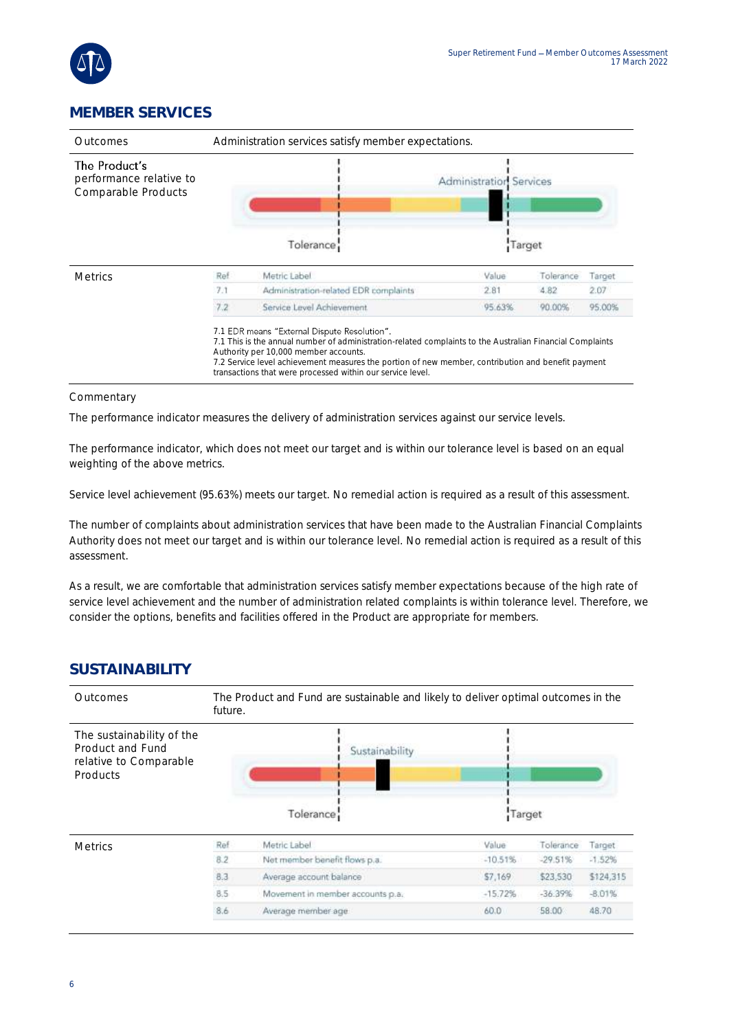## MEMBER SERVICES

| Outcomes | Administration services satisfy member expectations. |
|---|---|
| The Product's performance relative to Comparable Products | Administration Services — Tolerance — Target |

**Metrics**

| Ref | Metric Label | Value | Tolerance | Target |
|---|---|---|---|---|
| 7.1 | Administration-related EDR complaints | 2.81 | 4.82 | 2.07 |
| 7.2 | Service Level Achievement | 95.63% | 90.00% | 95.00% |

7.1 EDR means "External Dispute Resolution".
7.1 This is the annual number of administration-related complaints to the Australian Financial Complaints Authority per 10,000 member accounts.
7.2 Service level achievement measures the portion of new member, contribution and benefit payment transactions that were processed within our service level.

Commentary

The performance indicator measures the delivery of administration services against our service levels.

The performance indicator, which does not meet our target and is within our tolerance level is based on an equal weighting of the above metrics.

Service level achievement (95.63%) meets our target. No remedial action is required as a result of this assessment.

The number of complaints about administration services that have been made to the Australian Financial Complaints Authority does not meet our target and is within our tolerance level. No remedial action is required as a result of this assessment.

As a result, we are comfortable that administration services satisfy member expectations because of the high rate of service level achievement and the number of administration related complaints is within tolerance level. Therefore, we consider the options, benefits and facilities offered in the Product are appropriate for members.

## SUSTAINABILITY

| Outcomes | The Product and Fund are sustainable and likely to deliver optimal outcomes in the future. |
|---|---|
| The sustainability of the Product and Fund relative to Comparable Products | Sustainability — Tolerance — Target |

**Metrics**

| Ref | Metric Label | Value | Tolerance | Target |
|---|---|---|---|---|
| 8.2 | Net member benefit flows p.a. | -10.51% | -29.51% | -1.52% |
| 8.3 | Average account balance | $7,169 | $23,530 | $124,315 |
| 8.5 | Movement in member accounts p.a. | -15.72% | -36.39% | -8.01% |
| 8.6 | Average member age | 60.0 | 58.00 | 48.70 |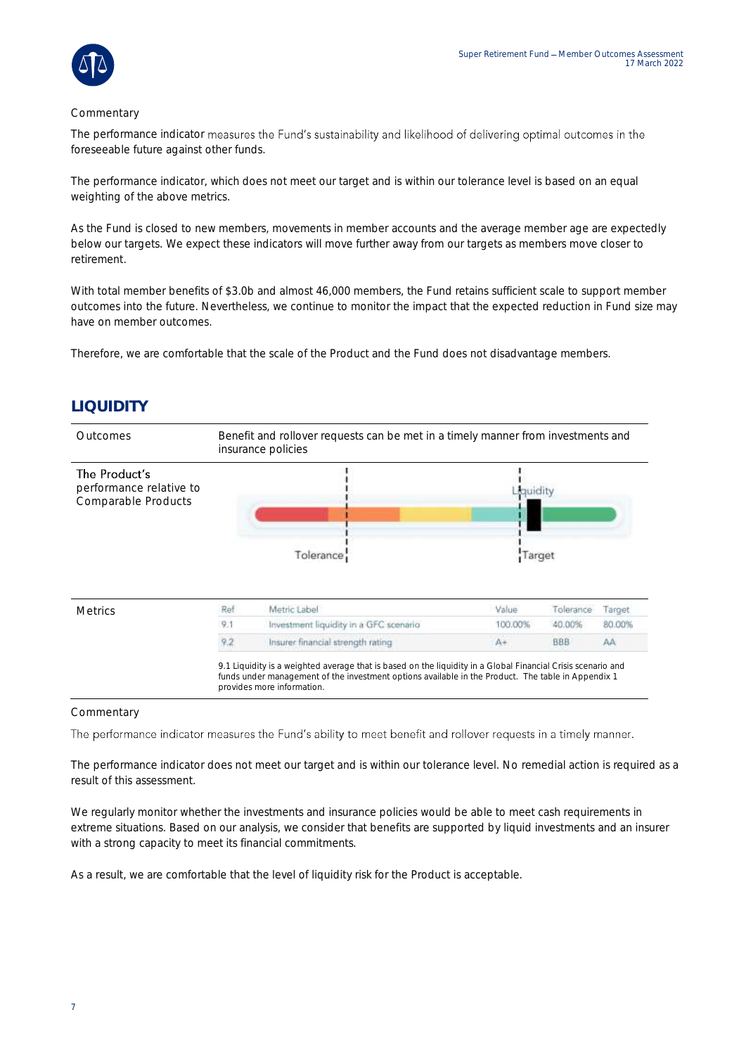Commentary

The performance indicator measures the Fund's sustainability and likelihood of delivering optimal outcomes in the foreseeable future against other funds.

The performance indicator, which does not meet our target and is within our tolerance level is based on an equal weighting of the above metrics.

As the Fund is closed to new members, movements in member accounts and the average member age are expectedly below our targets. We expect these indicators will move further away from our targets as members move closer to retirement.

With total member benefits of \$3.0b and almost 46,000 members, the Fund retains sufficient scale to support member outcomes into the future. Nevertheless, we continue to monitor the impact that the expected reduction in Fund size may have on member outcomes.

Therefore, we are comfortable that the scale of the Product and the Fund does not disadvantage members.

## LIQUIDITY

| Outcomes | Benefit and rollover requests can be met in a timely manner from investments and insurance policies |
|---|---|
| The Product's performance relative to Comparable Products | Liquidity (Tolerance / Target) |

Metrics

| Ref | Metric Label | Value | Tolerance | Target |
|---|---|---|---|---|
| 9.1 | Investment liquidity in a GFC scenario | 100.00% | 40.00% | 80.00% |
| 9.2 | Insurer financial strength rating | A+ | BBB | AA |

9.1 Liquidity is a weighted average that is based on the liquidity in a Global Financial Crisis scenario and funds under management of the investment options available in the Product. The table in Appendix 1 provides more information.

Commentary

The performance indicator measures the Fund's ability to meet benefit and rollover requests in a timely manner.

The performance indicator does not meet our target and is within our tolerance level. No remedial action is required as a result of this assessment.

We regularly monitor whether the investments and insurance policies would be able to meet cash requirements in extreme situations. Based on our analysis, we consider that benefits are supported by liquid investments and an insurer with a strong capacity to meet its financial commitments.

As a result, we are comfortable that the level of liquidity risk for the Product is acceptable.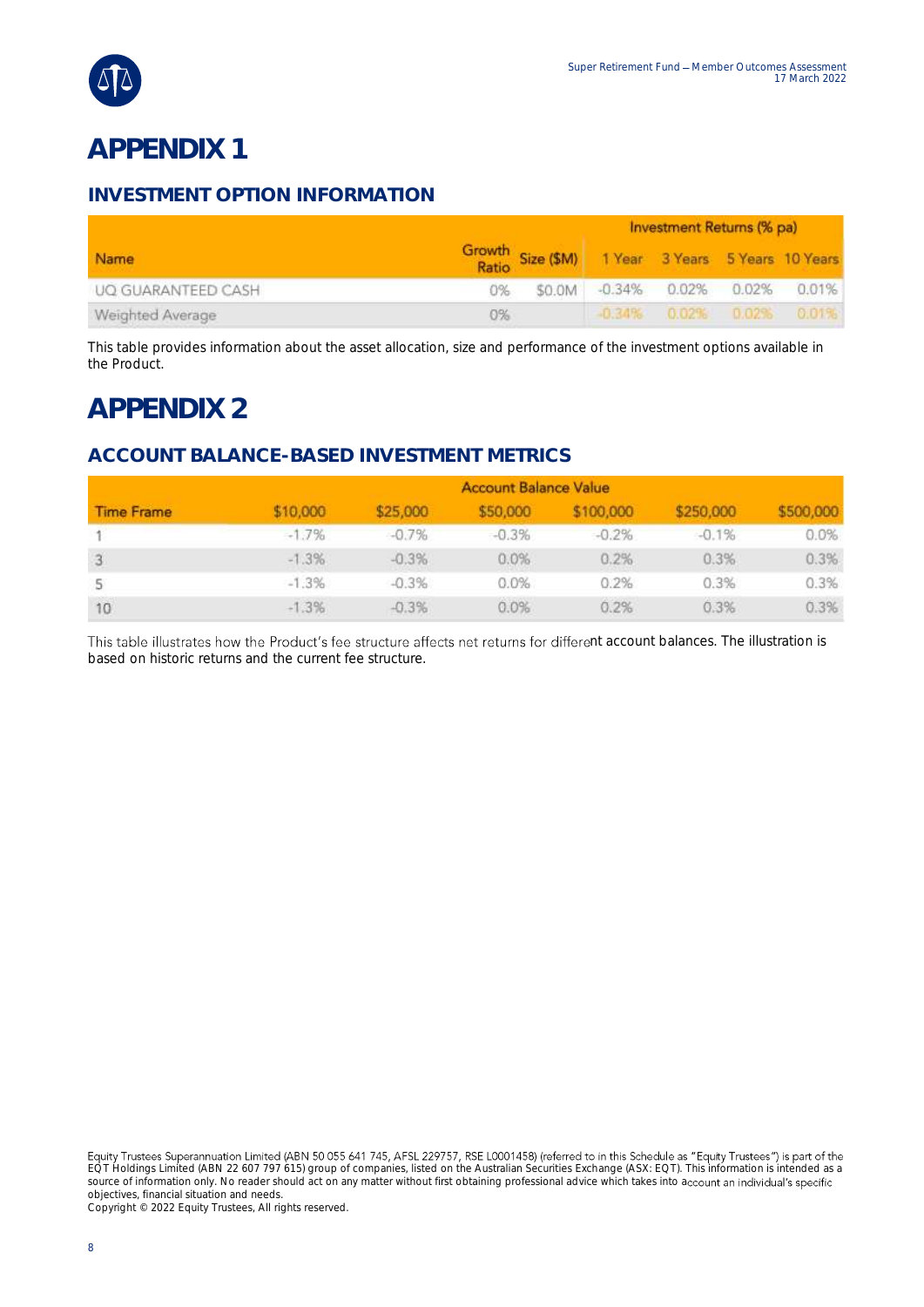# APPENDIX 1

## INVESTMENT OPTION INFORMATION

| Name | Growth Ratio | Size ($M) | Investment Returns (% pa) | | | |
|---|---|---|---|---|---|---|
| | | | 1 Year | 3 Years | 5 Years | 10 Years |
| UQ GUARANTEED CASH | 0% | $0.0M | -0.34% | 0.02% | 0.02% | 0.01% |
| Weighted Average | 0% | | -0.34% | 0.02% | 0.02% | 0.01% |

This table provides information about the asset allocation, size and performance of the investment options available in the Product.

# APPENDIX 2

## ACCOUNT BALANCE-BASED INVESTMENT METRICS

| Time Frame | Account Balance Value | | | | | |
|---|---|---|---|---|---|---|
| | $10,000 | $25,000 | $50,000 | $100,000 | $250,000 | $500,000 |
| 1 | -1.7% | -0.7% | -0.3% | -0.2% | -0.1% | 0.0% |
| 3 | -1.3% | -0.3% | 0.0% | 0.2% | 0.3% | 0.3% |
| 5 | -1.3% | -0.3% | 0.0% | 0.2% | 0.3% | 0.3% |
| 10 | -1.3% | -0.3% | 0.0% | 0.2% | 0.3% | 0.3% |

This table illustrates how the Product's fee structure affects net returns for different account balances. The illustration is based on historic returns and the current fee structure.

Equity Trustees Superannuation Limited (ABN 50 055 641 745, AFSL 229757, RSE L0001458) (referred to in this Schedule as "Equity Trustees") is part of the EQT Holdings Limited (ABN 22 607 797 615) group of companies, listed on the Australian Securities Exchange (ASX: EQT). This information is intended as a source of information only. No reader should act on any matter without first obtaining professional advice which takes into account an individual's specific objectives, financial situation and needs.
Copyright © 2022 Equity Trustees, All rights reserved.